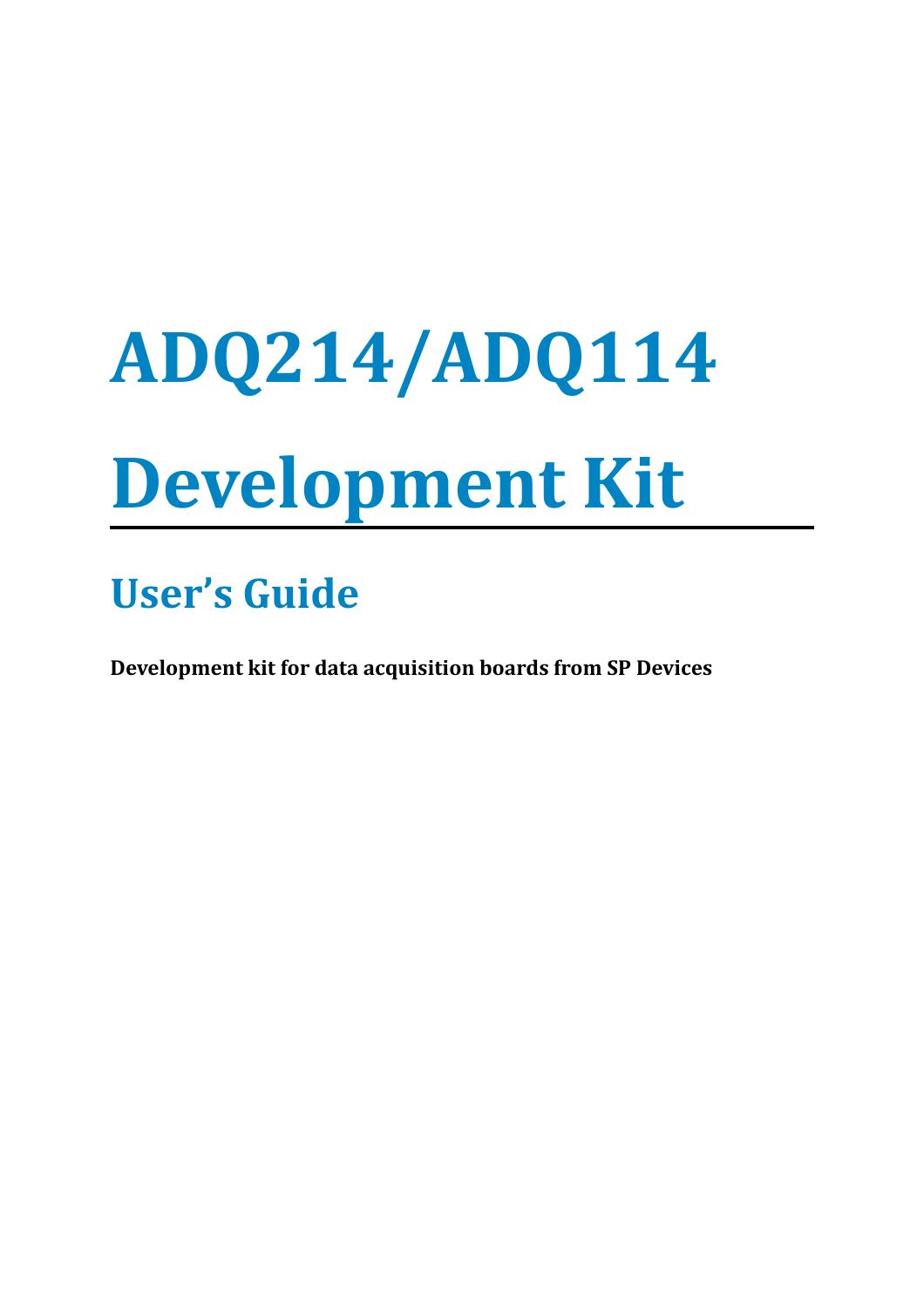# ADQ214/ADQ114

# Development Kit

## User's Guide

**Development kit for data acquisition boards from SP Devices**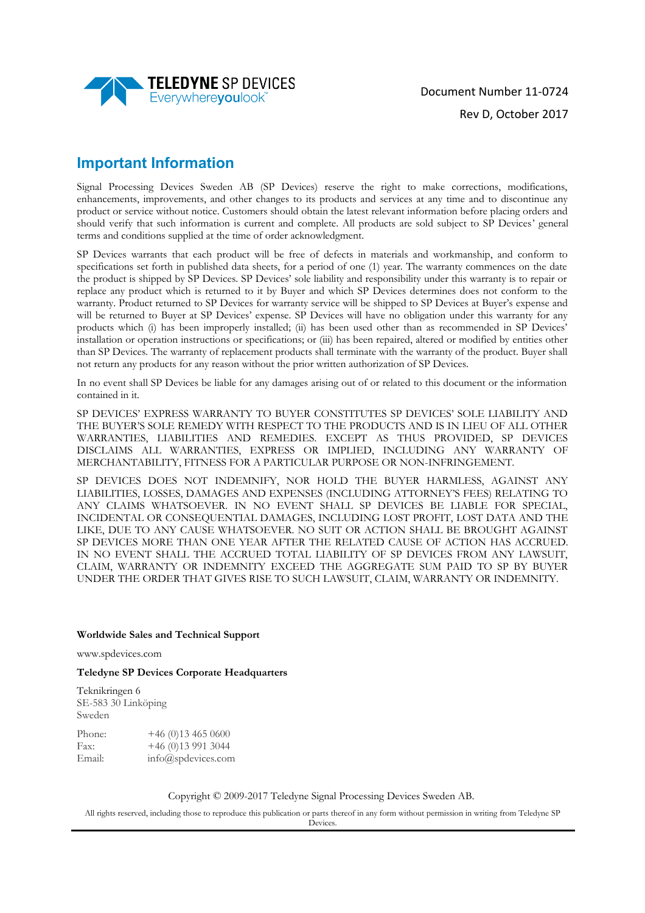Document Number 11-0724

Rev D, October 2017

## Important Information

Signal Processing Devices Sweden AB (SP Devices) reserve the right to make corrections, modifications, enhancements, improvements, and other changes to its products and services at any time and to discontinue any product or service without notice. Customers should obtain the latest relevant information before placing orders and should verify that such information is current and complete. All products are sold subject to SP Devices' general terms and conditions supplied at the time of order acknowledgment.

SP Devices warrants that each product will be free of defects in materials and workmanship, and conform to specifications set forth in published data sheets, for a period of one (1) year. The warranty commences on the date the product is shipped by SP Devices. SP Devices' sole liability and responsibility under this warranty is to repair or replace any product which is returned to it by Buyer and which SP Devices determines does not conform to the warranty. Product returned to SP Devices for warranty service will be shipped to SP Devices at Buyer's expense and will be returned to Buyer at SP Devices' expense. SP Devices will have no obligation under this warranty for any products which (i) has been improperly installed; (ii) has been used other than as recommended in SP Devices' installation or operation instructions or specifications; or (iii) has been repaired, altered or modified by entities other than SP Devices. The warranty of replacement products shall terminate with the warranty of the product. Buyer shall not return any products for any reason without the prior written authorization of SP Devices.

In no event shall SP Devices be liable for any damages arising out of or related to this document or the information contained in it.

SP DEVICES' EXPRESS WARRANTY TO BUYER CONSTITUTES SP DEVICES' SOLE LIABILITY AND THE BUYER'S SOLE REMEDY WITH RESPECT TO THE PRODUCTS AND IS IN LIEU OF ALL OTHER WARRANTIES, LIABILITIES AND REMEDIES. EXCEPT AS THUS PROVIDED, SP DEVICES DISCLAIMS ALL WARRANTIES, EXPRESS OR IMPLIED, INCLUDING ANY WARRANTY OF MERCHANTABILITY, FITNESS FOR A PARTICULAR PURPOSE OR NON-INFRINGEMENT.

SP DEVICES DOES NOT INDEMNIFY, NOR HOLD THE BUYER HARMLESS, AGAINST ANY LIABILITIES, LOSSES, DAMAGES AND EXPENSES (INCLUDING ATTORNEY'S FEES) RELATING TO ANY CLAIMS WHATSOEVER. IN NO EVENT SHALL SP DEVICES BE LIABLE FOR SPECIAL, INCIDENTAL OR CONSEQUENTIAL DAMAGES, INCLUDING LOST PROFIT, LOST DATA AND THE LIKE, DUE TO ANY CAUSE WHATSOEVER. NO SUIT OR ACTION SHALL BE BROUGHT AGAINST SP DEVICES MORE THAN ONE YEAR AFTER THE RELATED CAUSE OF ACTION HAS ACCRUED. IN NO EVENT SHALL THE ACCRUED TOTAL LIABILITY OF SP DEVICES FROM ANY LAWSUIT, CLAIM, WARRANTY OR INDEMNITY EXCEED THE AGGREGATE SUM PAID TO SP BY BUYER UNDER THE ORDER THAT GIVES RISE TO SUCH LAWSUIT, CLAIM, WARRANTY OR INDEMNITY.

**Worldwide Sales and Technical Support**

www.spdevices.com

**Teledyne SP Devices Corporate Headquarters**

Teknikringen 6
SE-583 30 Linköping
Sweden

Phone: +46 (0)13 465 0600
Fax: +46 (0)13 991 3044
Email: info@spdevices.com

Copyright © 2009-2017 Teledyne Signal Processing Devices Sweden AB.

All rights reserved, including those to reproduce this publication or parts thereof in any form without permission in writing from Teledyne SP Devices.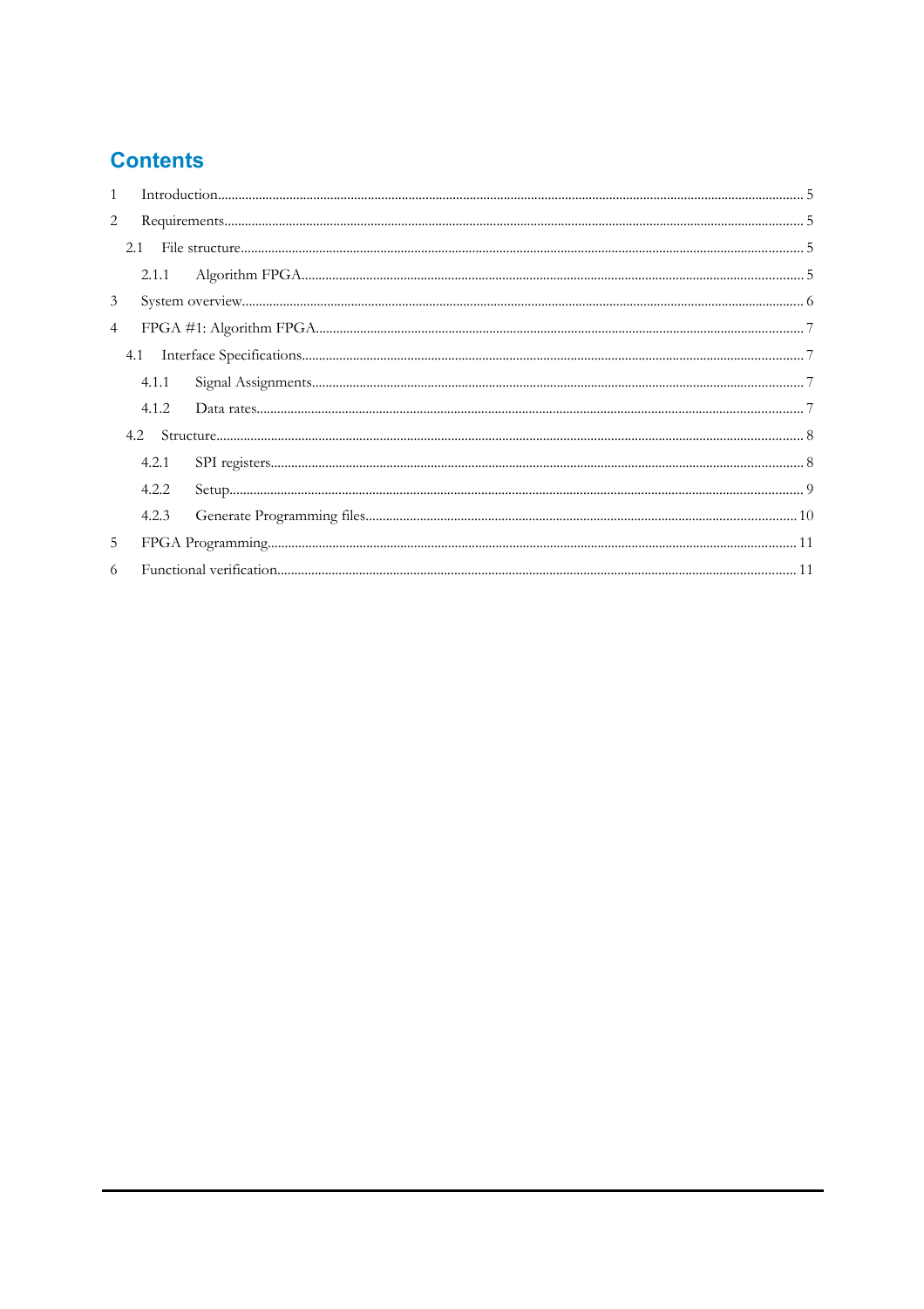# Contents

1 Introduction ........................................................ 5

2 Requirements ........................................................ 5

  2.1 File structure ........................................................ 5

    2.1.1 Algorithm FPGA ........................................................ 5

3 System overview ........................................................ 6

4 FPGA #1: Algorithm FPGA ........................................................ 7

  4.1 Interface Specifications ........................................................ 7

    4.1.1 Signal Assignments ........................................................ 7

    4.1.2 Data rates ........................................................ 7

  4.2 Structure ........................................................ 8

    4.2.1 SPI registers ........................................................ 8

    4.2.2 Setup ........................................................ 9

    4.2.3 Generate Programming files ........................................................ 10

5 FPGA Programming ........................................................ 11

6 Functional verification ........................................................ 11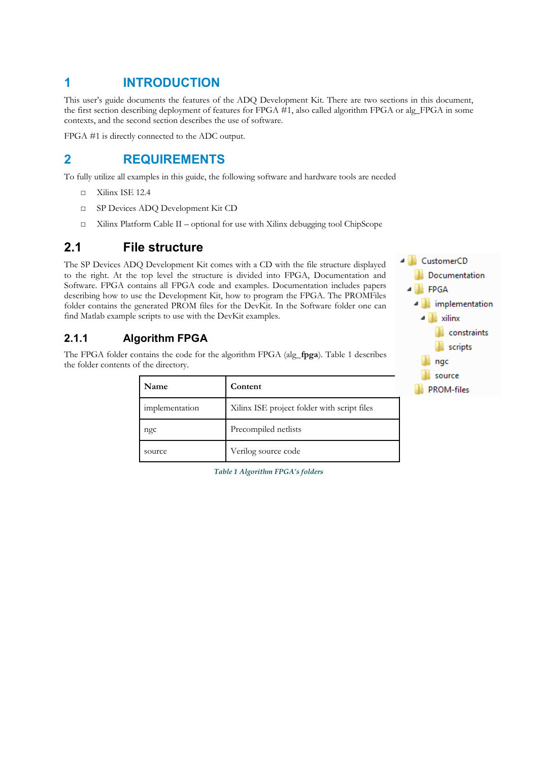# 1 INTRODUCTION

This user's guide documents the features of the ADQ Development Kit. There are two sections in this document, the first section describing deployment of features for FPGA #1, also called algorithm FPGA or alg_FPGA in some contexts, and the second section describes the use of software.

FPGA #1 is directly connected to the ADC output.

# 2 REQUIREMENTS

To fully utilize all examples in this guide, the following software and hardware tools are needed

- Xilinx ISE 12.4
- SP Devices ADQ Development Kit CD
- Xilinx Platform Cable II – optional for use with Xilinx debugging tool ChipScope

## 2.1 File structure

The SP Devices ADQ Development Kit comes with a CD with the file structure displayed to the right. At the top level the structure is divided into FPGA, Documentation and Software. FPGA contains all FPGA code and examples. Documentation includes papers describing how to use the Development Kit, how to program the FPGA. The PROMFiles folder contains the generated PROM files for the DevKit. In the Software folder one can find Matlab example scripts to use with the DevKit examples.

- CustomerCD
  - Documentation
  - FPGA
    - implementation
      - xilinx
        - constraints
        - scripts
    - ngc
    - source
  - PROM-files

### 2.1.1 Algorithm FPGA

The FPGA folder contains the code for the algorithm FPGA (alg_**fpga**). Table 1 describes the folder contents of the directory.

| Name | Content |
|---|---|
| implementation | Xilinx ISE project folder with script files |
| ngc | Precompiled netlists |
| source | Verilog source code |

*Table 1 Algorithm FPGA's folders*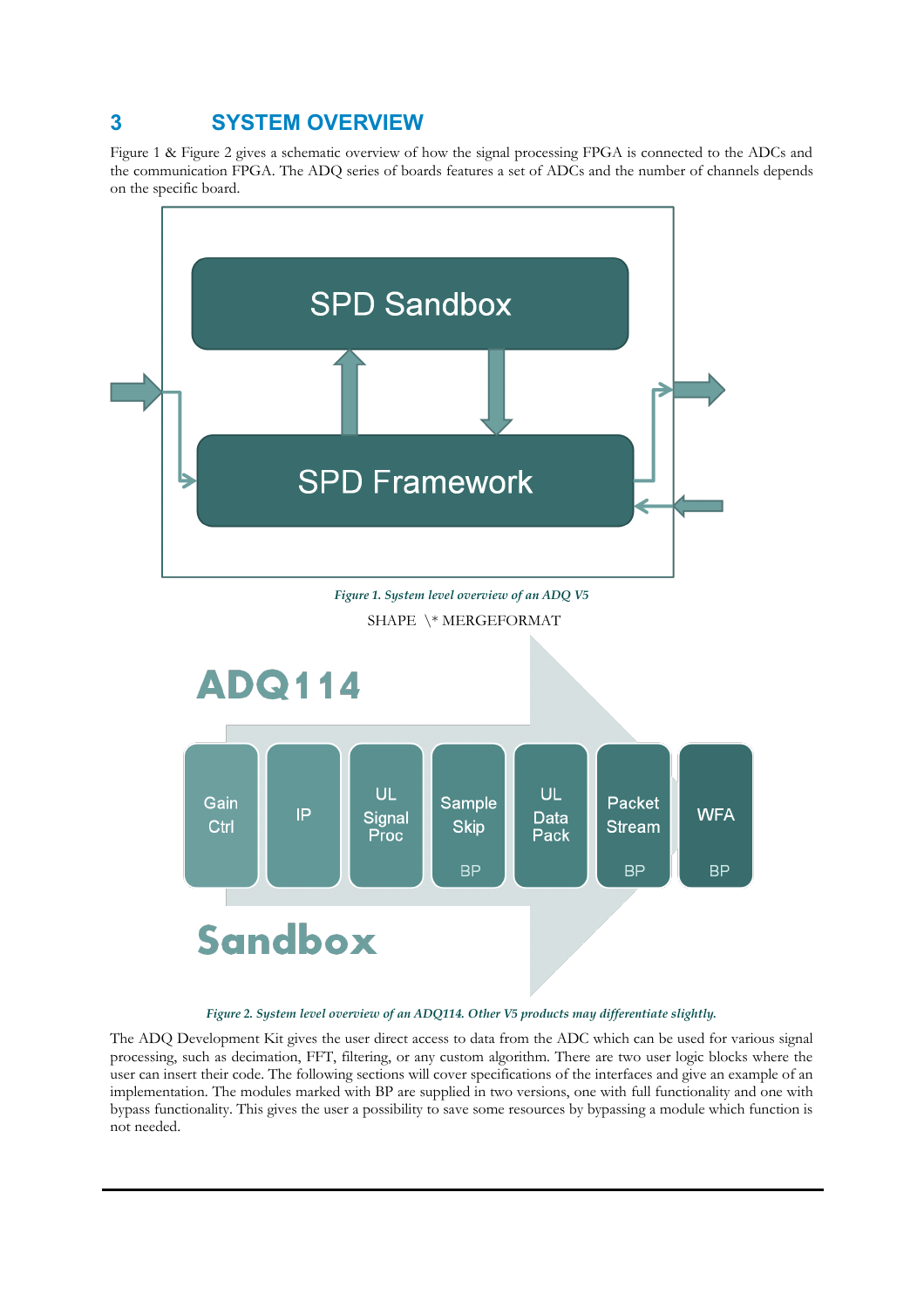# 3 SYSTEM OVERVIEW

Figure 1 & Figure 2 gives a schematic overview of how the signal processing FPGA is connected to the ADCs and the communication FPGA. The ADQ series of boards features a set of ADCs and the number of channels depends on the specific board.

SPD Sandbox

SPD Framework

*Figure 1. System level overview of an ADQ V5*

SHAPE \* MERGEFORMAT

ADQ114

Gain Ctrl | IP | UL Signal Proc | Sample Skip BP | UL Data Pack | Packet Stream BP | WFA BP

Sandbox

*Figure 2. System level overview of an ADQ114. Other V5 products may differentiate slightly.*

The ADQ Development Kit gives the user direct access to data from the ADC which can be used for various signal processing, such as decimation, FFT, filtering, or any custom algorithm. There are two user logic blocks where the user can insert their code. The following sections will cover specifications of the interfaces and give an example of an implementation. The modules marked with BP are supplied in two versions, one with full functionality and one with bypass functionality. This gives the user a possibility to save some resources by bypassing a module which function is not needed.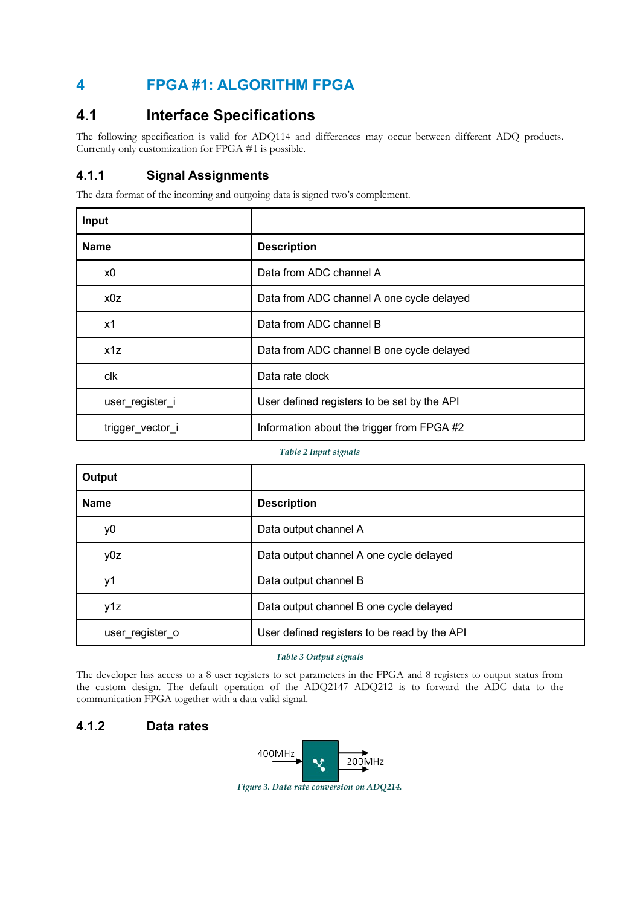# 4 FPGA #1: ALGORITHM FPGA

## 4.1 Interface Specifications

The following specification is valid for ADQ114 and differences may occur between different ADQ products. Currently only customization for FPGA #1 is possible.

### 4.1.1 Signal Assignments

The data format of the incoming and outgoing data is signed two's complement.

| **Input** | |
|---|---|
| **Name** | **Description** |
| x0 | Data from ADC channel A |
| x0z | Data from ADC channel A one cycle delayed |
| x1 | Data from ADC channel B |
| x1z | Data from ADC channel B one cycle delayed |
| clk | Data rate clock |
| user_register_i | User defined registers to be set by the API |
| trigger_vector_i | Information about the trigger from FPGA #2 |

*Table 2 Input signals*

| **Output** | |
|---|---|
| **Name** | **Description** |
| y0 | Data output channel A |
| y0z | Data output channel A one cycle delayed |
| y1 | Data output channel B |
| y1z | Data output channel B one cycle delayed |
| user_register_o | User defined registers to be read by the API |

*Table 3 Output signals*

The developer has access to a 8 user registers to set parameters in the FPGA and 8 registers to output status from the custom design. The default operation of the ADQ2147 ADQ212 is to forward the ADC data to the communication FPGA together with a data valid signal.

### 4.1.2 Data rates

400MHz → 200MHz

*Figure 3. Data rate conversion on ADQ214.*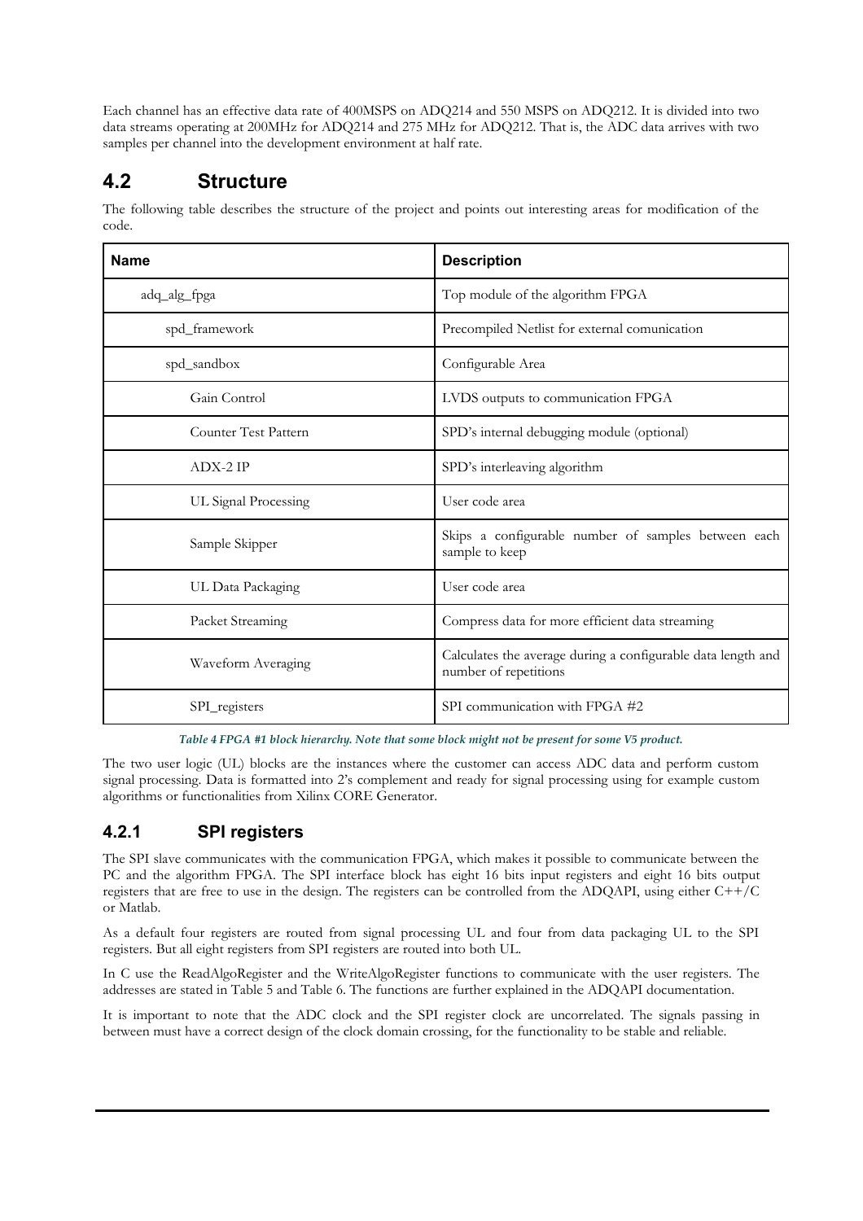Each channel has an effective data rate of 400MSPS on ADQ214 and 550 MSPS on ADQ212. It is divided into two data streams operating at 200MHz for ADQ214 and 275 MHz for ADQ212. That is, the ADC data arrives with two samples per channel into the development environment at half rate.

## 4.2 Structure

The following table describes the structure of the project and points out interesting areas for modification of the code.

| Name | Description |
|---|---|
| adq_alg_fpga | Top module of the algorithm FPGA |
| spd_framework | Precompiled Netlist for external comunication |
| spd_sandbox | Configurable Area |
| Gain Control | LVDS outputs to communication FPGA |
| Counter Test Pattern | SPD's internal debugging module (optional) |
| ADX-2 IP | SPD's interleaving algorithm |
| UL Signal Processing | User code area |
| Sample Skipper | Skips a configurable number of samples between each sample to keep |
| UL Data Packaging | User code area |
| Packet Streaming | Compress data for more efficient data streaming |
| Waveform Averaging | Calculates the average during a configurable data length and number of repetitions |
| SPI_registers | SPI communication with FPGA #2 |

*Table 4 FPGA #1 block hierarchy. Note that some block might not be present for some V5 product.*

The two user logic (UL) blocks are the instances where the customer can access ADC data and perform custom signal processing. Data is formatted into 2's complement and ready for signal processing using for example custom algorithms or functionalities from Xilinx CORE Generator.

### 4.2.1 SPI registers

The SPI slave communicates with the communication FPGA, which makes it possible to communicate between the PC and the algorithm FPGA. The SPI interface block has eight 16 bits input registers and eight 16 bits output registers that are free to use in the design. The registers can be controlled from the ADQAPI, using either C++/C or Matlab.

As a default four registers are routed from signal processing UL and four from data packaging UL to the SPI registers. But all eight registers from SPI registers are routed into both UL.

In C use the ReadAlgoRegister and the WriteAlgoRegister functions to communicate with the user registers. The addresses are stated in Table 5 and Table 6. The functions are further explained in the ADQAPI documentation.

It is important to note that the ADC clock and the SPI register clock are uncorrelated. The signals passing in between must have a correct design of the clock domain crossing, for the functionality to be stable and reliable.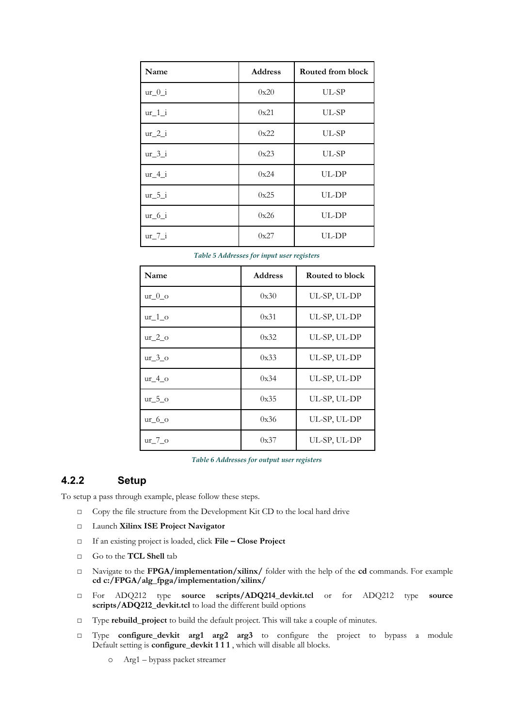| Name | Address | Routed from block |
| --- | --- | --- |
| ur_0_i | 0x20 | UL-SP |
| ur_1_i | 0x21 | UL-SP |
| ur_2_i | 0x22 | UL-SP |
| ur_3_i | 0x23 | UL-SP |
| ur_4_i | 0x24 | UL-DP |
| ur_5_i | 0x25 | UL-DP |
| ur_6_i | 0x26 | UL-DP |
| ur_7_i | 0x27 | UL-DP |

*Table 5 Addresses for input user registers*

| Name | Address | Routed to block |
| --- | --- | --- |
| ur_0_o | 0x30 | UL-SP, UL-DP |
| ur_1_o | 0x31 | UL-SP, UL-DP |
| ur_2_o | 0x32 | UL-SP, UL-DP |
| ur_3_o | 0x33 | UL-SP, UL-DP |
| ur_4_o | 0x34 | UL-SP, UL-DP |
| ur_5_o | 0x35 | UL-SP, UL-DP |
| ur_6_o | 0x36 | UL-SP, UL-DP |
| ur_7_o | 0x37 | UL-SP, UL-DP |

*Table 6 Addresses for output user registers*

### 4.2.2 Setup

To setup a pass through example, please follow these steps.

- Copy the file structure from the Development Kit CD to the local hard drive
- Launch **Xilinx ISE Project Navigator**
- If an existing project is loaded, click **File – Close Project**
- Go to the **TCL Shell** tab
- Navigate to the **FPGA/implementation/xilinx/** folder with the help of the **cd** commands. For example **cd c:/FPGA/alg_fpga/implementation/xilinx/**
- For ADQ212 type **source scripts/ADQ214_devkit.tcl** or for ADQ212 type **source scripts/ADQ212_devkit.tcl** to load the different build options
- Type **rebuild_project** to build the default project. This will take a couple of minutes.
- Type **configure_devkit arg1 arg2 arg3** to configure the project to bypass a module Default setting is **configure_devkit 1 1 1** , which will disable all blocks.
  - Arg1 – bypass packet streamer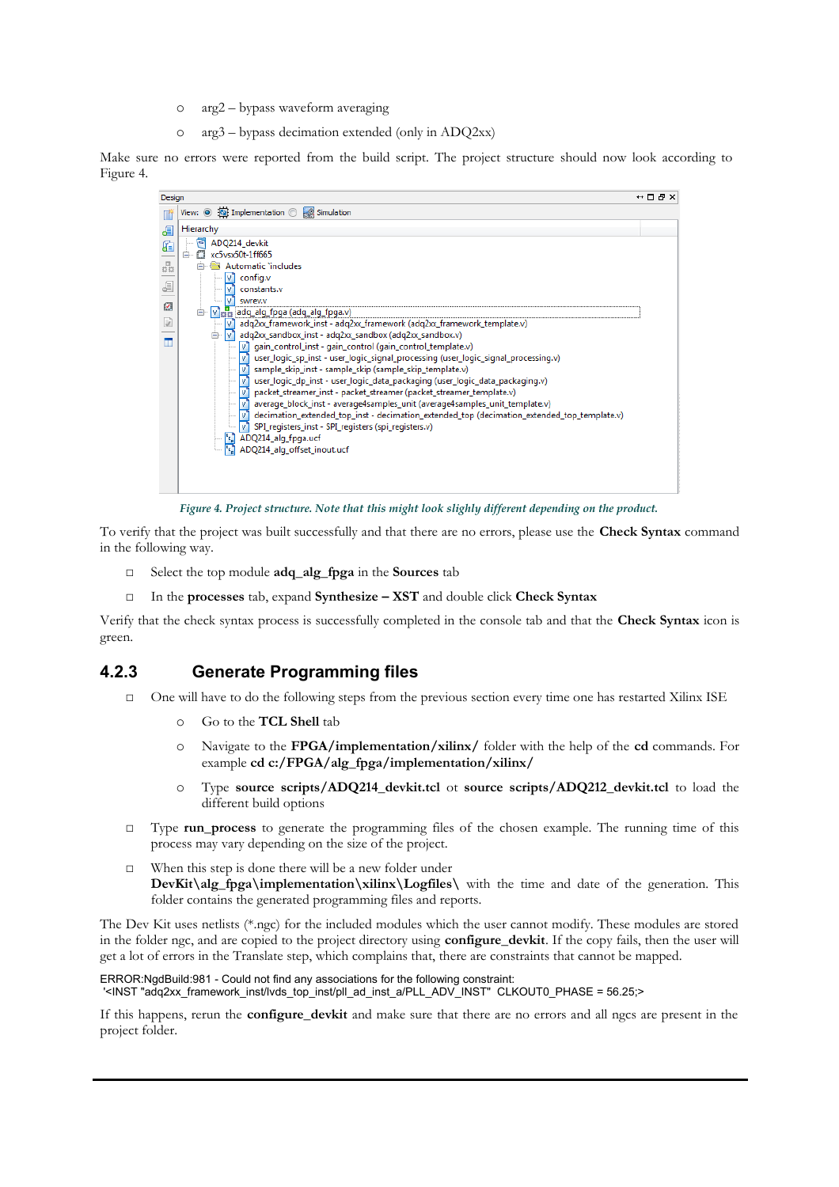- arg2 – bypass waveform averaging
- arg3 – bypass decimation extended (only in ADQ2xx)

Make sure no errors were reported from the build script. The project structure should now look according to Figure 4.

*Figure 4. Project structure. Note that this might look slighly different depending on the product.*

To verify that the project was built successfully and that there are no errors, please use the **Check Syntax** command in the following way.

- Select the top module **adq_alg_fpga** in the **Sources** tab
- In the **processes** tab, expand **Synthesize – XST** and double click **Check Syntax**

Verify that the check syntax process is successfully completed in the console tab and that the **Check Syntax** icon is green.

### 4.2.3 Generate Programming files

- One will have to do the following steps from the previous section every time one has restarted Xilinx ISE
  - Go to the **TCL Shell** tab
  - Navigate to the **FPGA/implementation/xilinx/** folder with the help of the **cd** commands. For example **cd c:/FPGA/alg_fpga/implementation/xilinx/**
  - Type **source scripts/ADQ214_devkit.tcl** or **source scripts/ADQ212_devkit.tcl** to load the different build options
- Type **run_process** to generate the programming files of the chosen example. The running time of this process may vary depending on the size of the project.
- When this step is done there will be a new folder under **DevKit\alg_fpga\implementation\xilinx\Logfiles\** with the time and date of the generation. This folder contains the generated programming files and reports.

The Dev Kit uses netlists (*.ngc) for the included modules which the user cannot modify. These modules are stored in the folder ngc, and are copied to the project directory using **configure_devkit**. If the copy fails, then the user will get a lot of errors in the Translate step, which complains that, there are constraints that cannot be mapped.

```
ERROR:NgdBuild:981 - Could not find any associations for the following constraint:
 '<INST "adq2xx_framework_inst/lvds_top_inst/pll_ad_inst_a/PLL_ADV_INST" CLKOUT0_PHASE = 56.25;>
```

If this happens, rerun the **configure_devkit** and make sure that there are no errors and all ngcs are present in the project folder.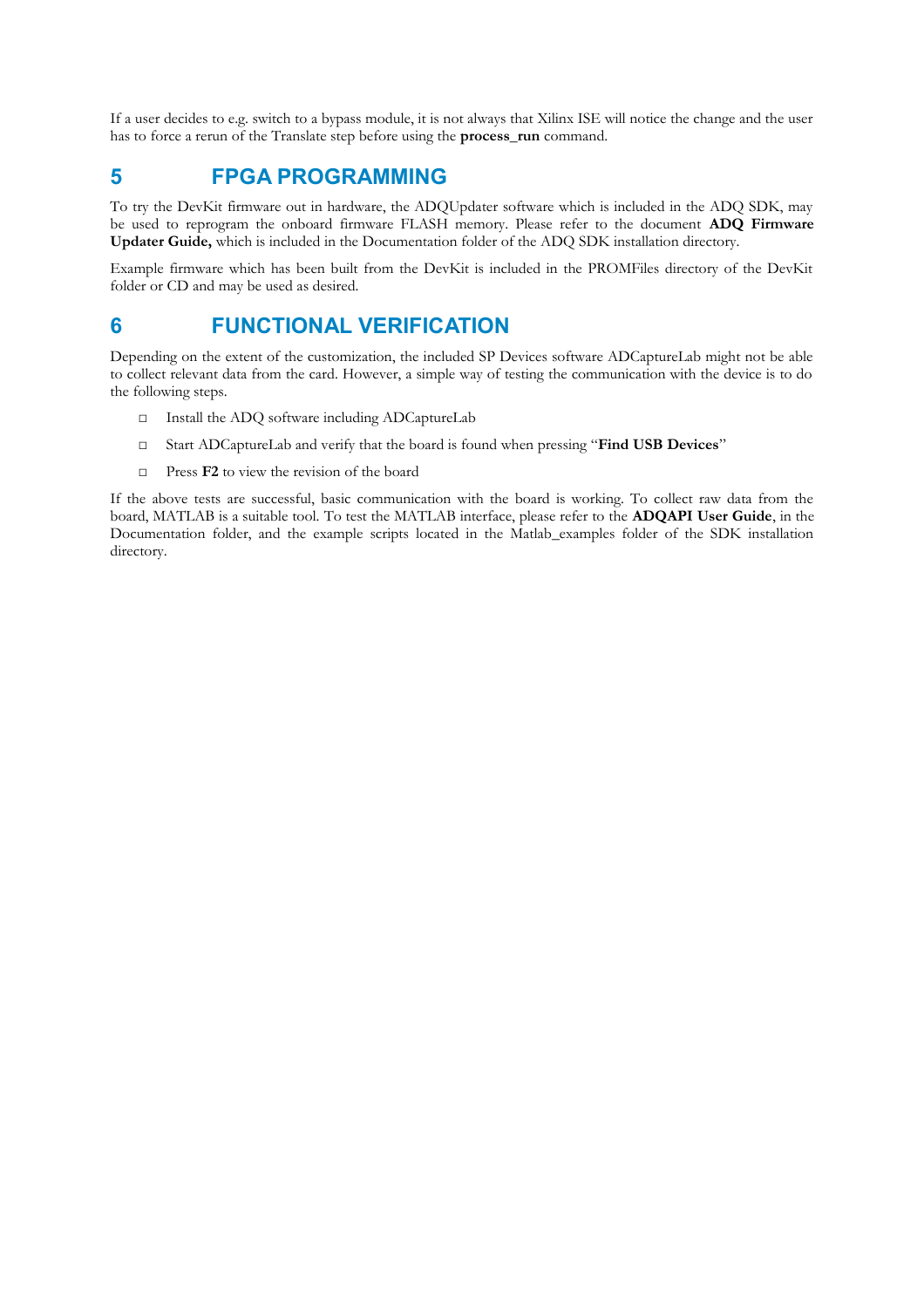If a user decides to e.g. switch to a bypass module, it is not always that Xilinx ISE will notice the change and the user has to force a rerun of the Translate step before using the **process_run** command.

# 5 FPGA PROGRAMMING

To try the DevKit firmware out in hardware, the ADQUpdater software which is included in the ADQ SDK, may be used to reprogram the onboard firmware FLASH memory. Please refer to the document **ADQ Firmware Updater Guide,** which is included in the Documentation folder of the ADQ SDK installation directory.

Example firmware which has been built from the DevKit is included in the PROMFiles directory of the DevKit folder or CD and may be used as desired.

# 6 FUNCTIONAL VERIFICATION

Depending on the extent of the customization, the included SP Devices software ADCaptureLab might not be able to collect relevant data from the card. However, a simple way of testing the communication with the device is to do the following steps.

- □ Install the ADQ software including ADCaptureLab
- □ Start ADCaptureLab and verify that the board is found when pressing "**Find USB Devices**"
- □ Press **F2** to view the revision of the board

If the above tests are successful, basic communication with the board is working. To collect raw data from the board, MATLAB is a suitable tool. To test the MATLAB interface, please refer to the **ADQAPI User Guide**, in the Documentation folder, and the example scripts located in the Matlab_examples folder of the SDK installation directory.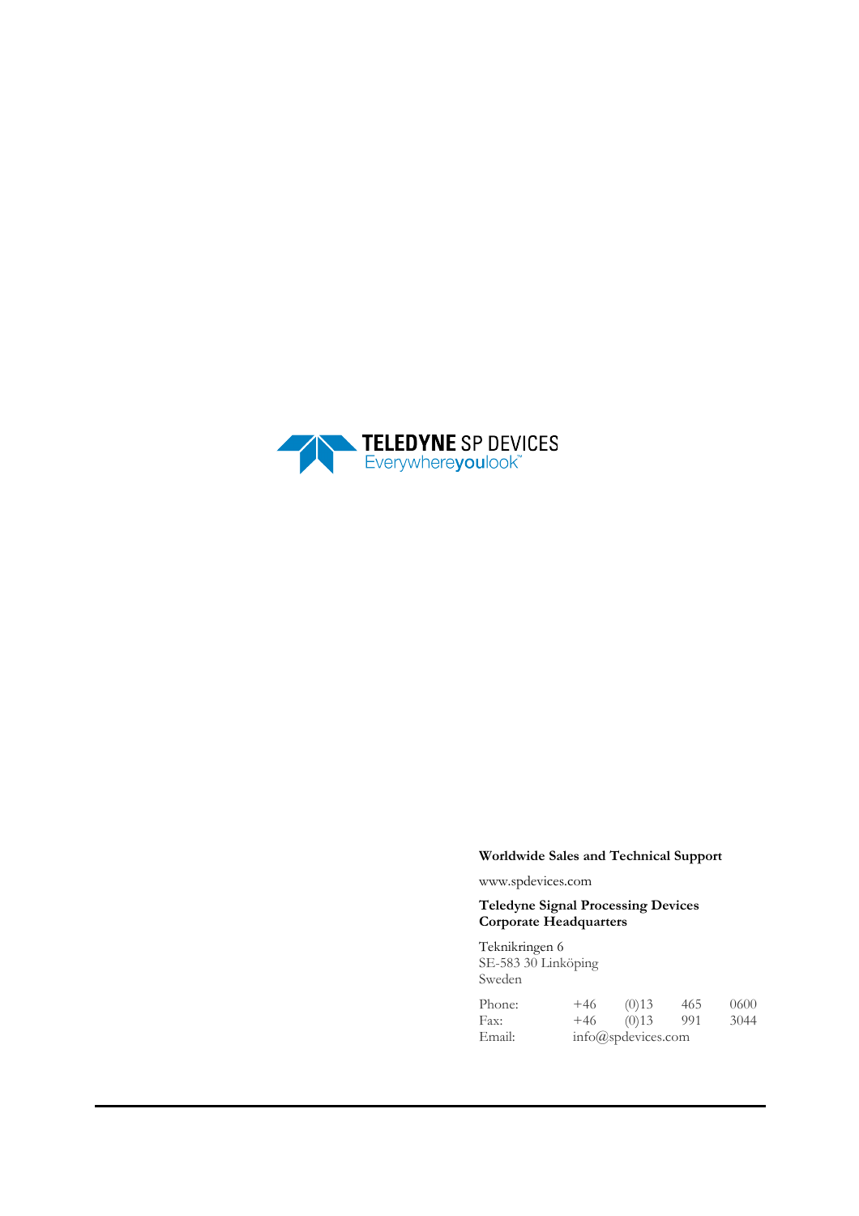TELEDYNE SP DEVICES
Everywhereyoulook™

**Worldwide Sales and Technical Support**

www.spdevices.com

**Teledyne Signal Processing Devices**
**Corporate Headquarters**

Teknikringen 6
SE-583 30 Linköping
Sweden

| | | | | |
|---|---|---|---|---|
| Phone: | +46 | (0)13 | 465 | 0600 |
| Fax: | +46 | (0)13 | 991 | 3044 |
| Email: | info@spdevices.com | | | |